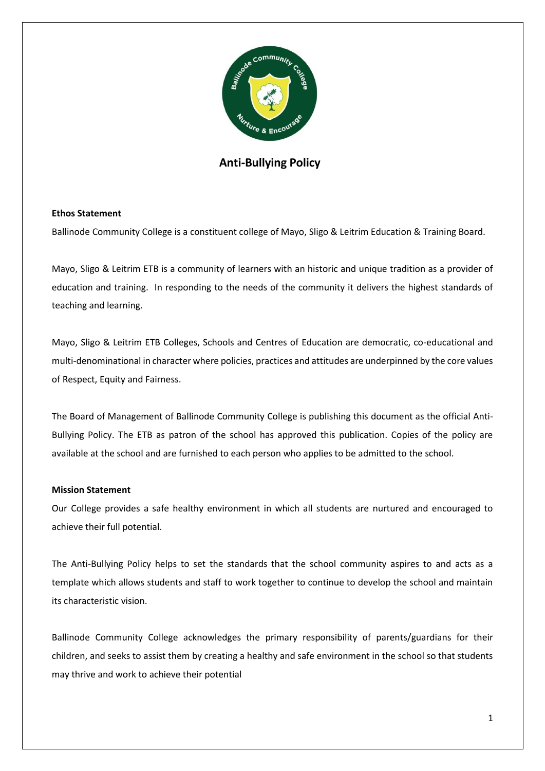# Anti-Bullying Policy

**Ethos Statement**

Ballinode Community College is a constituent college of Mayo, Sligo & Leitrim Education & Training Board.

Mayo, Sligo & Leitrim ETB is a community of learners with an historic and unique tradition as a provider of education and training. In responding to the needs of the community it delivers the highest standards of teaching and learning.

Mayo, Sligo & Leitrim ETB Colleges, Schools and Centres of Education are democratic, co-educational and multi-denominational in character where policies, practices and attitudes are underpinned by the core values of Respect, Equity and Fairness.

The Board of Management of Ballinode Community College is publishing this document as the official Anti-Bullying Policy. The ETB as patron of the school has approved this publication. Copies of the policy are available at the school and are furnished to each person who applies to be admitted to the school.

**Mission Statement**

Our College provides a safe healthy environment in which all students are nurtured and encouraged to achieve their full potential.

The Anti-Bullying Policy helps to set the standards that the school community aspires to and acts as a template which allows students and staff to work together to continue to develop the school and maintain its characteristic vision.

Ballinode Community College acknowledges the primary responsibility of parents/guardians for their children, and seeks to assist them by creating a healthy and safe environment in the school so that students may thrive and work to achieve their potential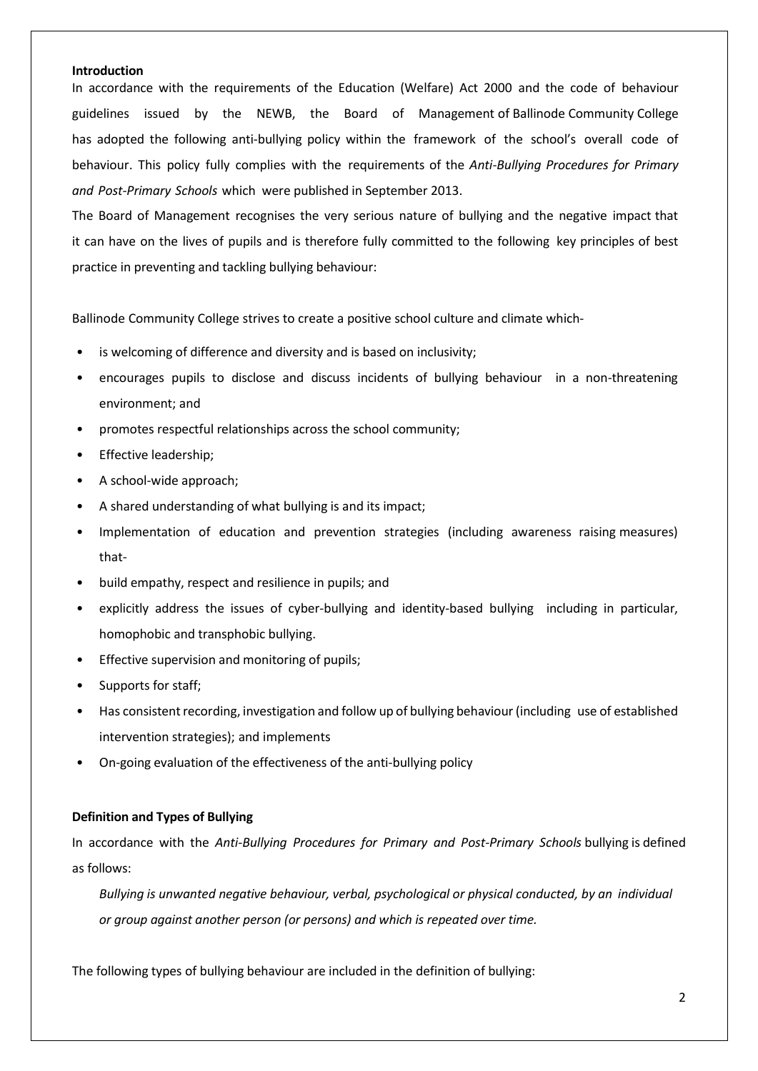**Introduction**

In accordance with the requirements of the Education (Welfare) Act 2000 and the code of behaviour guidelines issued by the NEWB, the Board of Management of Ballinode Community College has adopted the following anti-bullying policy within the framework of the school's overall code of behaviour. This policy fully complies with the requirements of the *Anti-Bullying Procedures for Primary and Post-Primary Schools* which were published in September 2013.

The Board of Management recognises the very serious nature of bullying and the negative impact that it can have on the lives of pupils and is therefore fully committed to the following key principles of best practice in preventing and tackling bullying behaviour:

Ballinode Community College strives to create a positive school culture and climate which-

- is welcoming of difference and diversity and is based on inclusivity;
- encourages pupils to disclose and discuss incidents of bullying behaviour in a non-threatening environment; and
- promotes respectful relationships across the school community;
- Effective leadership;
- A school-wide approach;
- A shared understanding of what bullying is and its impact;
- Implementation of education and prevention strategies (including awareness raising measures) that-
- build empathy, respect and resilience in pupils; and
- explicitly address the issues of cyber-bullying and identity-based bullying including in particular, homophobic and transphobic bullying.
- Effective supervision and monitoring of pupils;
- Supports for staff;
- Has consistent recording, investigation and follow up of bullying behaviour (including use of established intervention strategies); and implements
- On-going evaluation of the effectiveness of the anti-bullying policy

**Definition and Types of Bullying**

In accordance with the *Anti-Bullying Procedures for Primary and Post-Primary Schools* bullying is defined as follows:

*Bullying is unwanted negative behaviour, verbal, psychological or physical conducted, by an individual or group against another person (or persons) and which is repeated over time.*

The following types of bullying behaviour are included in the definition of bullying: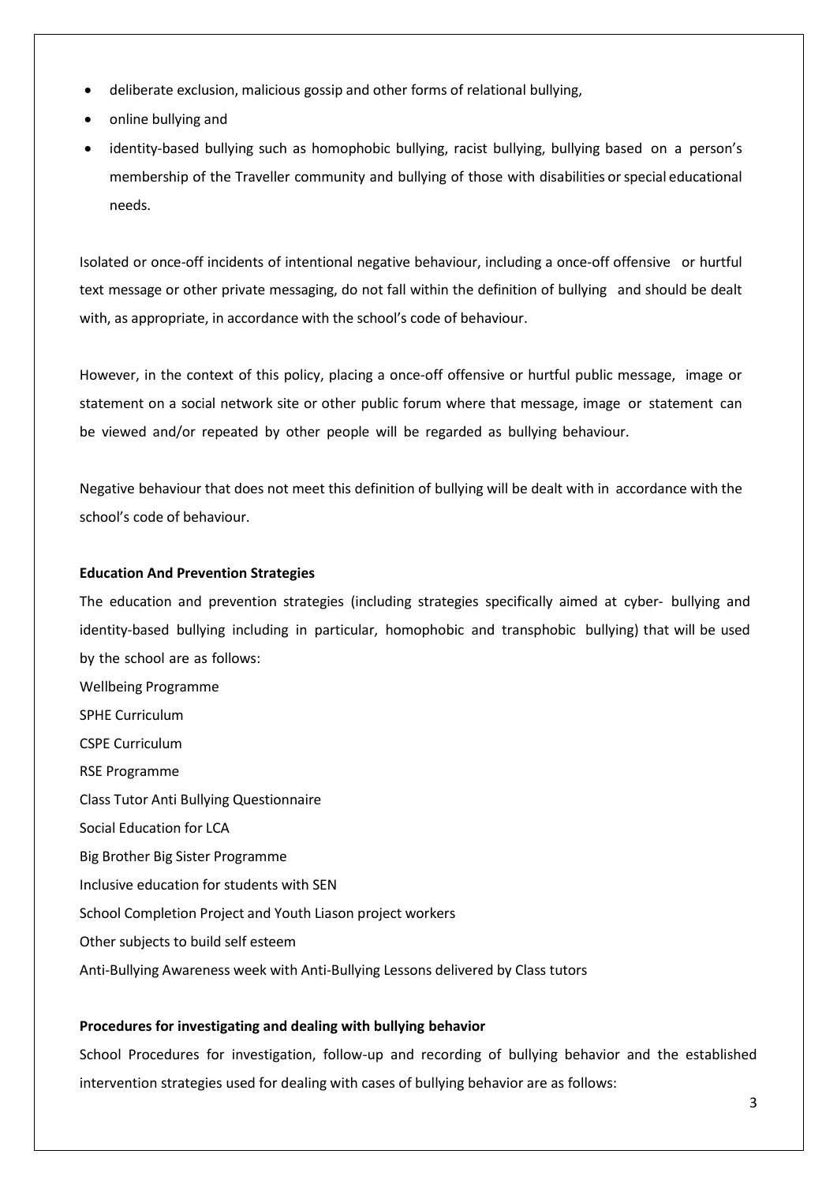- deliberate exclusion, malicious gossip and other forms of relational bullying,
- online bullying and
- identity-based bullying such as homophobic bullying, racist bullying, bullying based on a person's membership of the Traveller community and bullying of those with disabilities or special educational needs.

Isolated or once-off incidents of intentional negative behaviour, including a once-off offensive or hurtful text message or other private messaging, do not fall within the definition of bullying and should be dealt with, as appropriate, in accordance with the school's code of behaviour.

However, in the context of this policy, placing a once-off offensive or hurtful public message, image or statement on a social network site or other public forum where that message, image or statement can be viewed and/or repeated by other people will be regarded as bullying behaviour.

Negative behaviour that does not meet this definition of bullying will be dealt with in accordance with the school's code of behaviour.

**Education And Prevention Strategies**

The education and prevention strategies (including strategies specifically aimed at cyber- bullying and identity-based bullying including in particular, homophobic and transphobic bullying) that will be used by the school are as follows:

Wellbeing Programme

SPHE Curriculum

CSPE Curriculum

RSE Programme

Class Tutor Anti Bullying Questionnaire

Social Education for LCA

Big Brother Big Sister Programme

Inclusive education for students with SEN

School Completion Project and Youth Liason project workers

Other subjects to build self esteem

Anti-Bullying Awareness week with Anti-Bullying Lessons delivered by Class tutors

**Procedures for investigating and dealing with bullying behavior**

School Procedures for investigation, follow-up and recording of bullying behavior and the established intervention strategies used for dealing with cases of bullying behavior are as follows: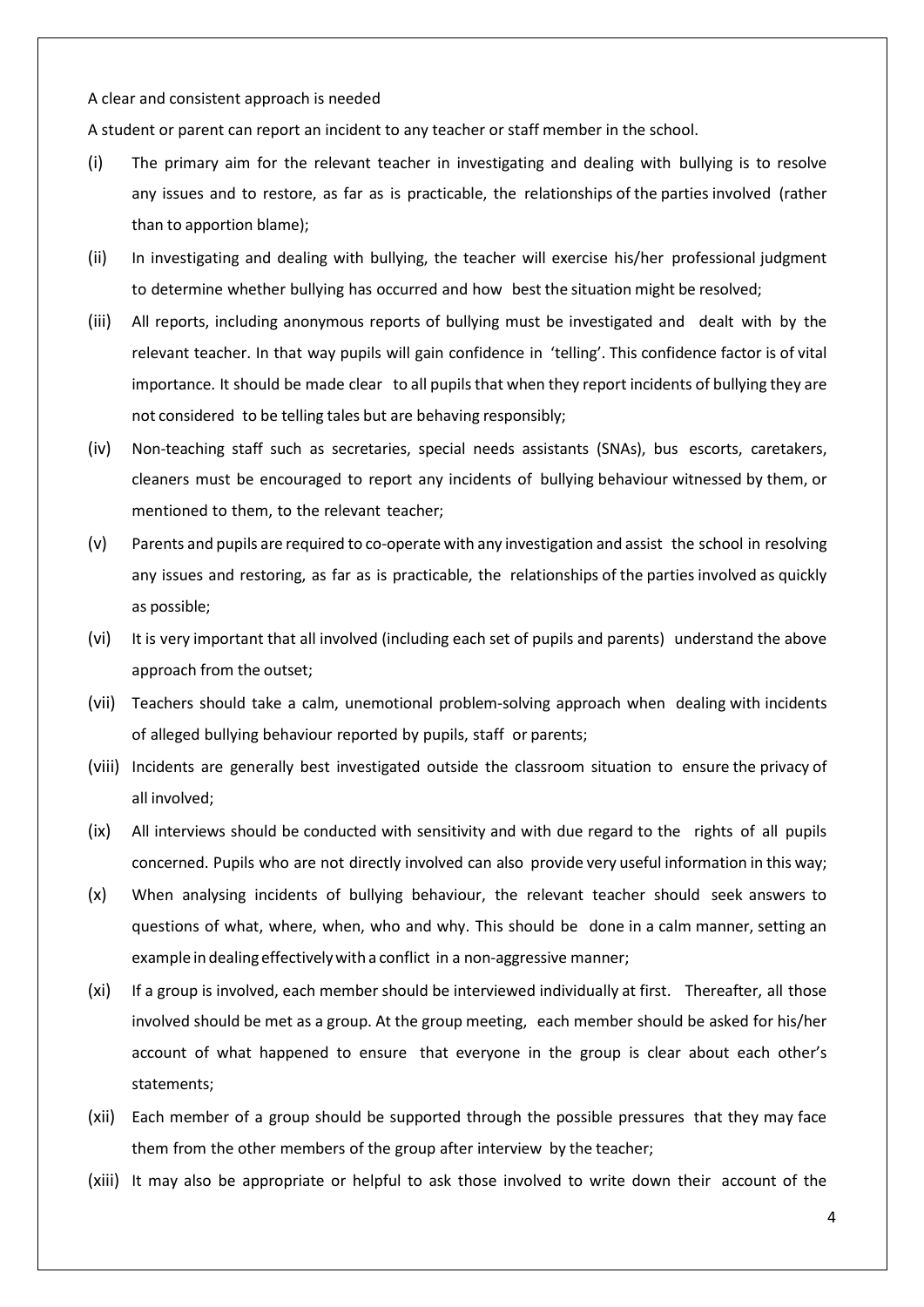A clear and consistent approach is needed

A student or parent can report an incident to any teacher or staff member in the school.

(i) The primary aim for the relevant teacher in investigating and dealing with bullying is to resolve any issues and to restore, as far as is practicable, the relationships of the parties involved (rather than to apportion blame);

(ii) In investigating and dealing with bullying, the teacher will exercise his/her professional judgment to determine whether bullying has occurred and how best the situation might be resolved;

(iii) All reports, including anonymous reports of bullying must be investigated and dealt with by the relevant teacher. In that way pupils will gain confidence in 'telling'. This confidence factor is of vital importance. It should be made clear to all pupils that when they report incidents of bullying they are not considered to be telling tales but are behaving responsibly;

(iv) Non-teaching staff such as secretaries, special needs assistants (SNAs), bus escorts, caretakers, cleaners must be encouraged to report any incidents of bullying behaviour witnessed by them, or mentioned to them, to the relevant teacher;

(v) Parents and pupils are required to co-operate with any investigation and assist the school in resolving any issues and restoring, as far as is practicable, the relationships of the parties involved as quickly as possible;

(vi) It is very important that all involved (including each set of pupils and parents) understand the above approach from the outset;

(vii) Teachers should take a calm, unemotional problem-solving approach when dealing with incidents of alleged bullying behaviour reported by pupils, staff or parents;

(viii) Incidents are generally best investigated outside the classroom situation to ensure the privacy of all involved;

(ix) All interviews should be conducted with sensitivity and with due regard to the rights of all pupils concerned. Pupils who are not directly involved can also provide very useful information in this way;

(x) When analysing incidents of bullying behaviour, the relevant teacher should seek answers to questions of what, where, when, who and why. This should be done in a calm manner, setting an example in dealing effectively with a conflict in a non-aggressive manner;

(xi) If a group is involved, each member should be interviewed individually at first. Thereafter, all those involved should be met as a group. At the group meeting, each member should be asked for his/her account of what happened to ensure that everyone in the group is clear about each other's statements;

(xii) Each member of a group should be supported through the possible pressures that they may face them from the other members of the group after interview by the teacher;

(xiii) It may also be appropriate or helpful to ask those involved to write down their account of the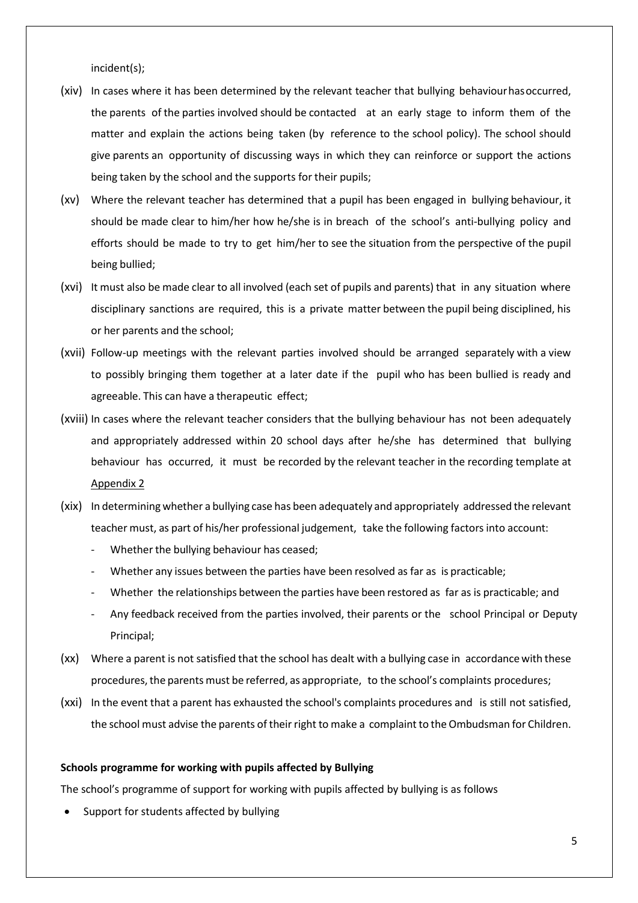incident(s);

(xiv) In cases where it has been determined by the relevant teacher that bullying behaviour has occurred, the parents of the parties involved should be contacted at an early stage to inform them of the matter and explain the actions being taken (by reference to the school policy). The school should give parents an opportunity of discussing ways in which they can reinforce or support the actions being taken by the school and the supports for their pupils;

(xv) Where the relevant teacher has determined that a pupil has been engaged in bullying behaviour, it should be made clear to him/her how he/she is in breach of the school's anti-bullying policy and efforts should be made to try to get him/her to see the situation from the perspective of the pupil being bullied;

(xvi) It must also be made clear to all involved (each set of pupils and parents) that in any situation where disciplinary sanctions are required, this is a private matter between the pupil being disciplined, his or her parents and the school;

(xvii) Follow-up meetings with the relevant parties involved should be arranged separately with a view to possibly bringing them together at a later date if the pupil who has been bullied is ready and agreeable. This can have a therapeutic effect;

(xviii) In cases where the relevant teacher considers that the bullying behaviour has not been adequately and appropriately addressed within 20 school days after he/she has determined that bullying behaviour has occurred, it must be recorded by the relevant teacher in the recording template at Appendix 2

(xix) In determining whether a bullying case has been adequately and appropriately addressed the relevant teacher must, as part of his/her professional judgement, take the following factors into account:

- Whether the bullying behaviour has ceased;
- Whether any issues between the parties have been resolved as far as is practicable;
- Whether the relationships between the parties have been restored as far as is practicable; and
- Any feedback received from the parties involved, their parents or the school Principal or Deputy Principal;

(xx) Where a parent is not satisfied that the school has dealt with a bullying case in accordance with these procedures, the parents must be referred, as appropriate, to the school's complaints procedures;

(xxi) In the event that a parent has exhausted the school's complaints procedures and is still not satisfied, the school must advise the parents of their right to make a complaint to the Ombudsman for Children.

**Schools programme for working with pupils affected by Bullying**

The school's programme of support for working with pupils affected by bullying is as follows

- Support for students affected by bullying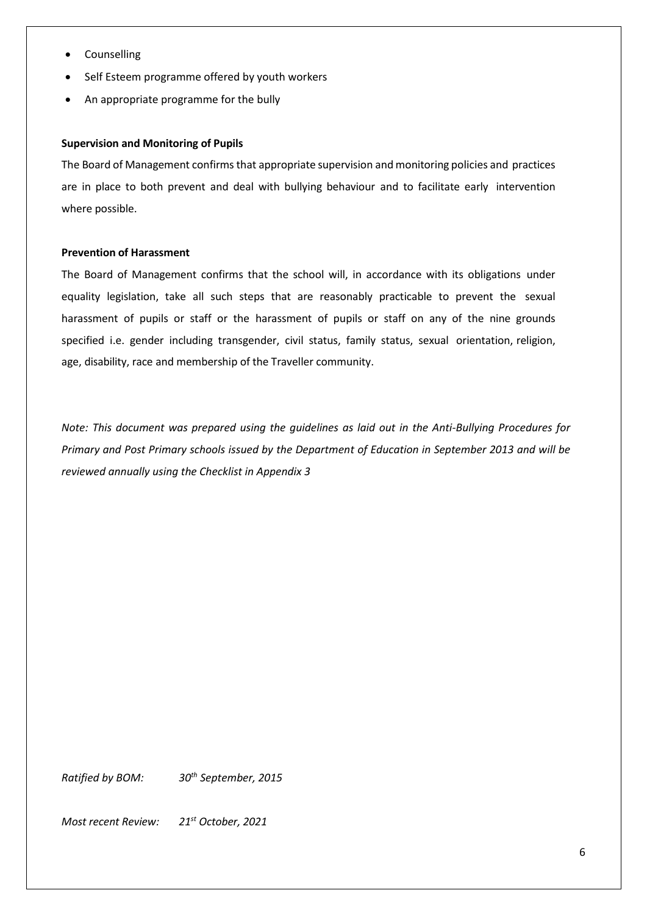- Counselling
- Self Esteem programme offered by youth workers
- An appropriate programme for the bully

**Supervision and Monitoring of Pupils**

The Board of Management confirms that appropriate supervision and monitoring policies and practices are in place to both prevent and deal with bullying behaviour and to facilitate early intervention where possible.

**Prevention of Harassment**

The Board of Management confirms that the school will, in accordance with its obligations under equality legislation, take all such steps that are reasonably practicable to prevent the sexual harassment of pupils or staff or the harassment of pupils or staff on any of the nine grounds specified i.e. gender including transgender, civil status, family status, sexual orientation, religion, age, disability, race and membership of the Traveller community.

*Note: This document was prepared using the guidelines as laid out in the Anti-Bullying Procedures for Primary and Post Primary schools issued by the Department of Education in September 2013 and will be reviewed annually using the Checklist in Appendix 3*

*Ratified by BOM: 30th September, 2015*

*Most recent Review: 21st October, 2021*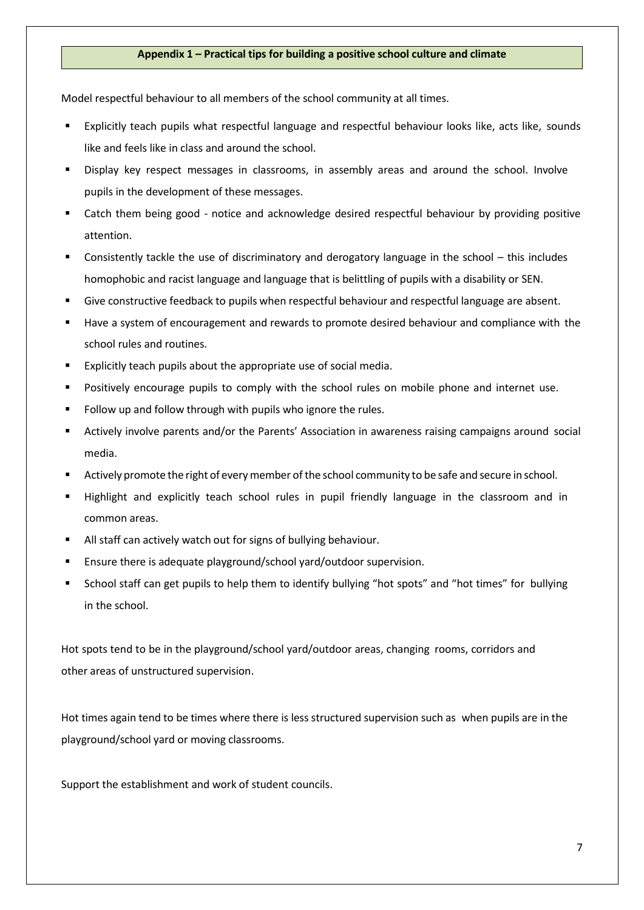## Appendix 1 – Practical tips for building a positive school culture and climate

Model respectful behaviour to all members of the school community at all times.

- Explicitly teach pupils what respectful language and respectful behaviour looks like, acts like, sounds like and feels like in class and around the school.
- Display key respect messages in classrooms, in assembly areas and around the school. Involve pupils in the development of these messages.
- Catch them being good - notice and acknowledge desired respectful behaviour by providing positive attention.
- Consistently tackle the use of discriminatory and derogatory language in the school – this includes homophobic and racist language and language that is belittling of pupils with a disability or SEN.
- Give constructive feedback to pupils when respectful behaviour and respectful language are absent.
- Have a system of encouragement and rewards to promote desired behaviour and compliance with the school rules and routines.
- Explicitly teach pupils about the appropriate use of social media.
- Positively encourage pupils to comply with the school rules on mobile phone and internet use.
- Follow up and follow through with pupils who ignore the rules.
- Actively involve parents and/or the Parents' Association in awareness raising campaigns around social media.
- Actively promote the right of every member of the school community to be safe and secure in school.
- Highlight and explicitly teach school rules in pupil friendly language in the classroom and in common areas.
- All staff can actively watch out for signs of bullying behaviour.
- Ensure there is adequate playground/school yard/outdoor supervision.
- School staff can get pupils to help them to identify bullying "hot spots" and "hot times" for bullying in the school.

Hot spots tend to be in the playground/school yard/outdoor areas, changing rooms, corridors and other areas of unstructured supervision.

Hot times again tend to be times where there is less structured supervision such as when pupils are in the playground/school yard or moving classrooms.

Support the establishment and work of student councils.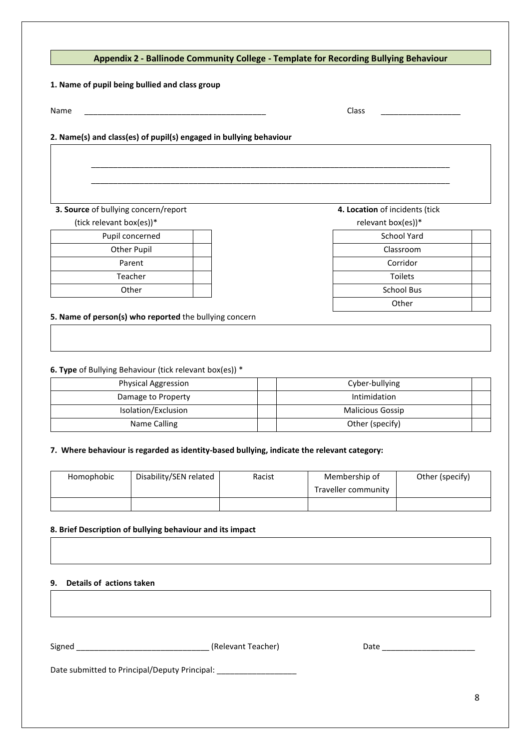## Appendix 2 - Ballinode Community College - Template for Recording Bullying Behaviour

**1. Name of pupil being bullied and class group**

Name \_\_\_\_\_\_\_\_\_\_\_\_\_\_\_\_\_\_\_\_\_\_\_\_\_\_\_\_\_\_\_\_\_\_\_\_\_\_\_\_\_ Class \_\_\_\_\_\_\_\_\_\_\_\_\_\_\_\_\_\_

**2. Name(s) and class(es) of pupil(s) engaged in bullying behaviour**

\_\_\_\_\_\_\_\_\_\_\_\_\_\_\_\_\_\_\_\_\_\_\_\_\_\_\_\_\_\_\_\_\_\_\_\_\_\_\_\_\_\_\_\_\_\_\_\_\_\_\_\_\_\_\_\_\_\_\_\_\_\_\_\_\_\_\_\_\_\_\_\_\_\_\_\_\_\_\_\_

\_\_\_\_\_\_\_\_\_\_\_\_\_\_\_\_\_\_\_\_\_\_\_\_\_\_\_\_\_\_\_\_\_\_\_\_\_\_\_\_\_\_\_\_\_\_\_\_\_\_\_\_\_\_\_\_\_\_\_\_\_\_\_\_\_\_\_\_\_\_\_\_\_\_\_\_\_\_\_\_

**3. Source** of bullying concern/report (tick relevant box(es))*

| | |
|---|---|
| Pupil concerned | |
| Other Pupil | |
| Parent | |
| Teacher | |
| Other | |

**4. Location** of incidents (tick relevant box(es))*

| | |
|---|---|
| School Yard | |
| Classroom | |
| Corridor | |
| Toilets | |
| School Bus | |
| Other | |

**5. Name of person(s) who reported** the bullying concern

| |
|---|
| |

**6. Type** of Bullying Behaviour (tick relevant box(es)) *

| | | | |
|---|---|---|---|
| Physical Aggression | | Cyber-bullying | |
| Damage to Property | | Intimidation | |
| Isolation/Exclusion | | Malicious Gossip | |
| Name Calling | | Other (specify) | |

**7. Where behaviour is regarded as identity-based bullying, indicate the relevant category:**

| Homophobic | Disability/SEN related | Racist | Membership of Traveller community | Other (specify) |
|---|---|---|---|---|
| | | | | |

**8. Brief Description of bullying behaviour and its impact**

| |
|---|
| |

**9. Details of actions taken**

| |
|---|
| |

Signed \_\_\_\_\_\_\_\_\_\_\_\_\_\_\_\_\_\_\_\_\_\_\_\_\_\_\_\_\_\_ (Relevant Teacher) Date \_\_\_\_\_\_\_\_\_\_\_\_\_\_\_\_\_\_\_\_\_

Date submitted to Principal/Deputy Principal: \_\_\_\_\_\_\_\_\_\_\_\_\_\_\_\_\_\_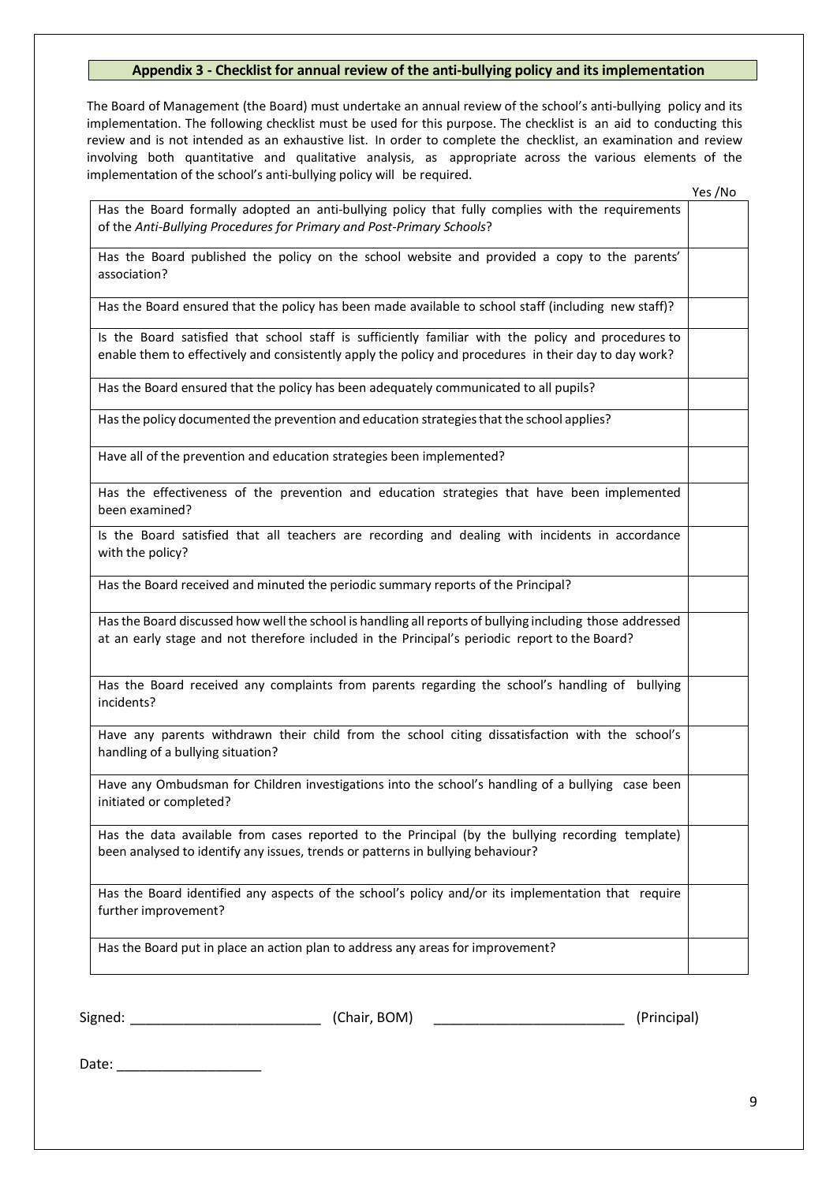## Appendix 3 - Checklist for annual review of the anti-bullying policy and its implementation

The Board of Management (the Board) must undertake an annual review of the school's anti-bullying policy and its implementation. The following checklist must be used for this purpose. The checklist is an aid to conducting this review and is not intended as an exhaustive list. In order to complete the checklist, an examination and review involving both quantitative and qualitative analysis, as appropriate across the various elements of the implementation of the school's anti-bullying policy will be required.

| | Yes /No |
|---|---|
| Has the Board formally adopted an anti-bullying policy that fully complies with the requirements of the *Anti-Bullying Procedures for Primary and Post-Primary Schools*? | |
| Has the Board published the policy on the school website and provided a copy to the parents' association? | |
| Has the Board ensured that the policy has been made available to school staff (including new staff)? | |
| Is the Board satisfied that school staff is sufficiently familiar with the policy and procedures to enable them to effectively and consistently apply the policy and procedures in their day to day work? | |
| Has the Board ensured that the policy has been adequately communicated to all pupils? | |
| Has the policy documented the prevention and education strategies that the school applies? | |
| Have all of the prevention and education strategies been implemented? | |
| Has the effectiveness of the prevention and education strategies that have been implemented been examined? | |
| Is the Board satisfied that all teachers are recording and dealing with incidents in accordance with the policy? | |
| Has the Board received and minuted the periodic summary reports of the Principal? | |
| Has the Board discussed how well the school is handling all reports of bullying including those addressed at an early stage and not therefore included in the Principal's periodic report to the Board? | |
| Has the Board received any complaints from parents regarding the school's handling of bullying incidents? | |
| Have any parents withdrawn their child from the school citing dissatisfaction with the school's handling of a bullying situation? | |
| Have any Ombudsman for Children investigations into the school's handling of a bullying case been initiated or completed? | |
| Has the data available from cases reported to the Principal (by the bullying recording template) been analysed to identify any issues, trends or patterns in bullying behaviour? | |
| Has the Board identified any aspects of the school's policy and/or its implementation that require further improvement? | |
| Has the Board put in place an action plan to address any areas for improvement? | |

Signed: _________________________ (Chair, BOM) _________________________ (Principal)

Date: ___________________